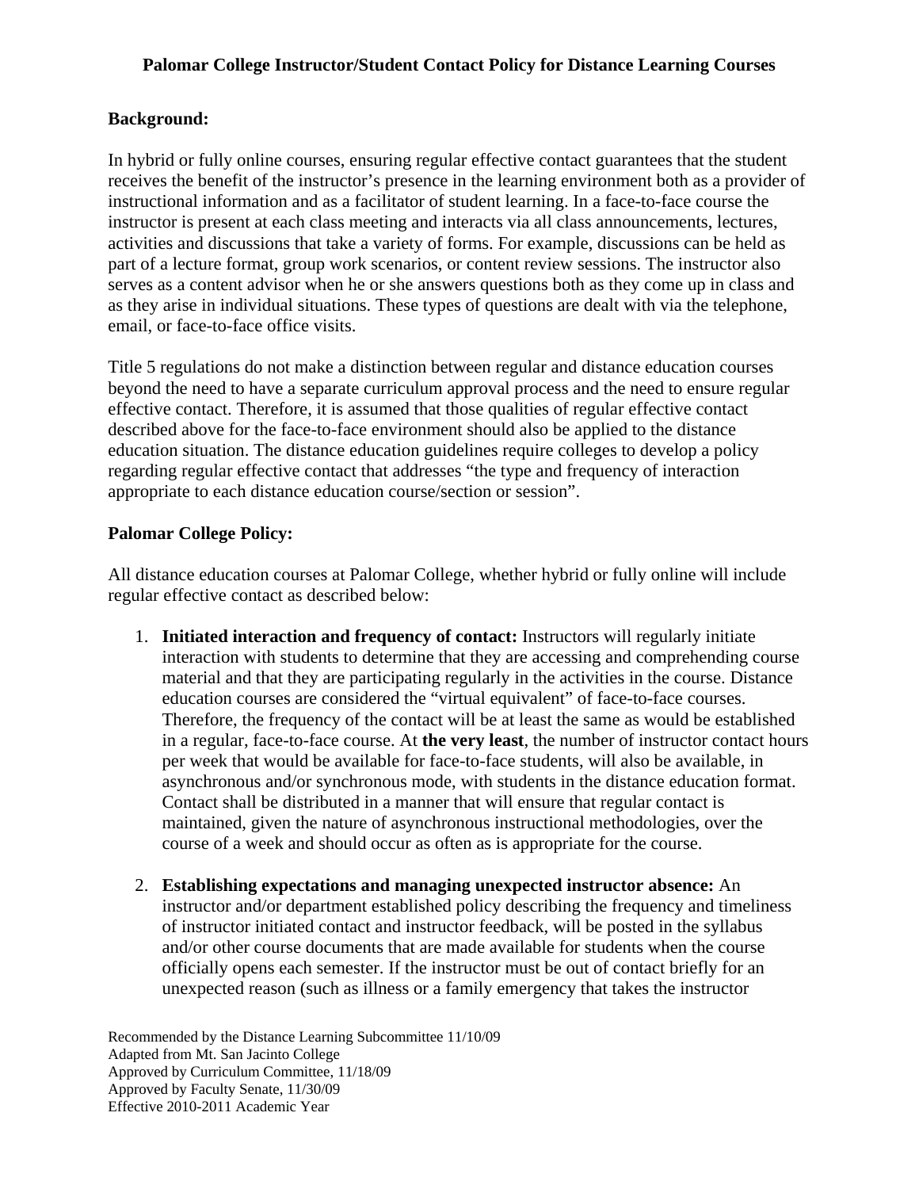# Palomar College Instructor/Student Contact Policy for Distance Learning Courses

## Background:

In hybrid or fully online courses, ensuring regular effective contact guarantees that the student receives the benefit of the instructor's presence in the learning environment both as a provider of instructional information and as a facilitator of student learning. In a face-to-face course the instructor is present at each class meeting and interacts via all class announcements, lectures, activities and discussions that take a variety of forms. For example, discussions can be held as part of a lecture format, group work scenarios, or content review sessions. The instructor also serves as a content advisor when he or she answers questions both as they come up in class and as they arise in individual situations. These types of questions are dealt with via the telephone, email, or face-to-face office visits.

Title 5 regulations do not make a distinction between regular and distance education courses beyond the need to have a separate curriculum approval process and the need to ensure regular effective contact. Therefore, it is assumed that those qualities of regular effective contact described above for the face-to-face environment should also be applied to the distance education situation. The distance education guidelines require colleges to develop a policy regarding regular effective contact that addresses "the type and frequency of interaction appropriate to each distance education course/section or session".

## Palomar College Policy:

All distance education courses at Palomar College, whether hybrid or fully online will include regular effective contact as described below:

1. **Initiated interaction and frequency of contact:** Instructors will regularly initiate interaction with students to determine that they are accessing and comprehending course material and that they are participating regularly in the activities in the course. Distance education courses are considered the "virtual equivalent" of face-to-face courses. Therefore, the frequency of the contact will be at least the same as would be established in a regular, face-to-face course. At **the very least**, the number of instructor contact hours per week that would be available for face-to-face students, will also be available, in asynchronous and/or synchronous mode, with students in the distance education format. Contact shall be distributed in a manner that will ensure that regular contact is maintained, given the nature of asynchronous instructional methodologies, over the course of a week and should occur as often as is appropriate for the course.

2. **Establishing expectations and managing unexpected instructor absence:** An instructor and/or department established policy describing the frequency and timeliness of instructor initiated contact and instructor feedback, will be posted in the syllabus and/or other course documents that are made available for students when the course officially opens each semester. If the instructor must be out of contact briefly for an unexpected reason (such as illness or a family emergency that takes the instructor

Recommended by the Distance Learning Subcommittee 11/10/09
Adapted from Mt. San Jacinto College
Approved by Curriculum Committee, 11/18/09
Approved by Faculty Senate, 11/30/09
Effective 2010-2011 Academic Year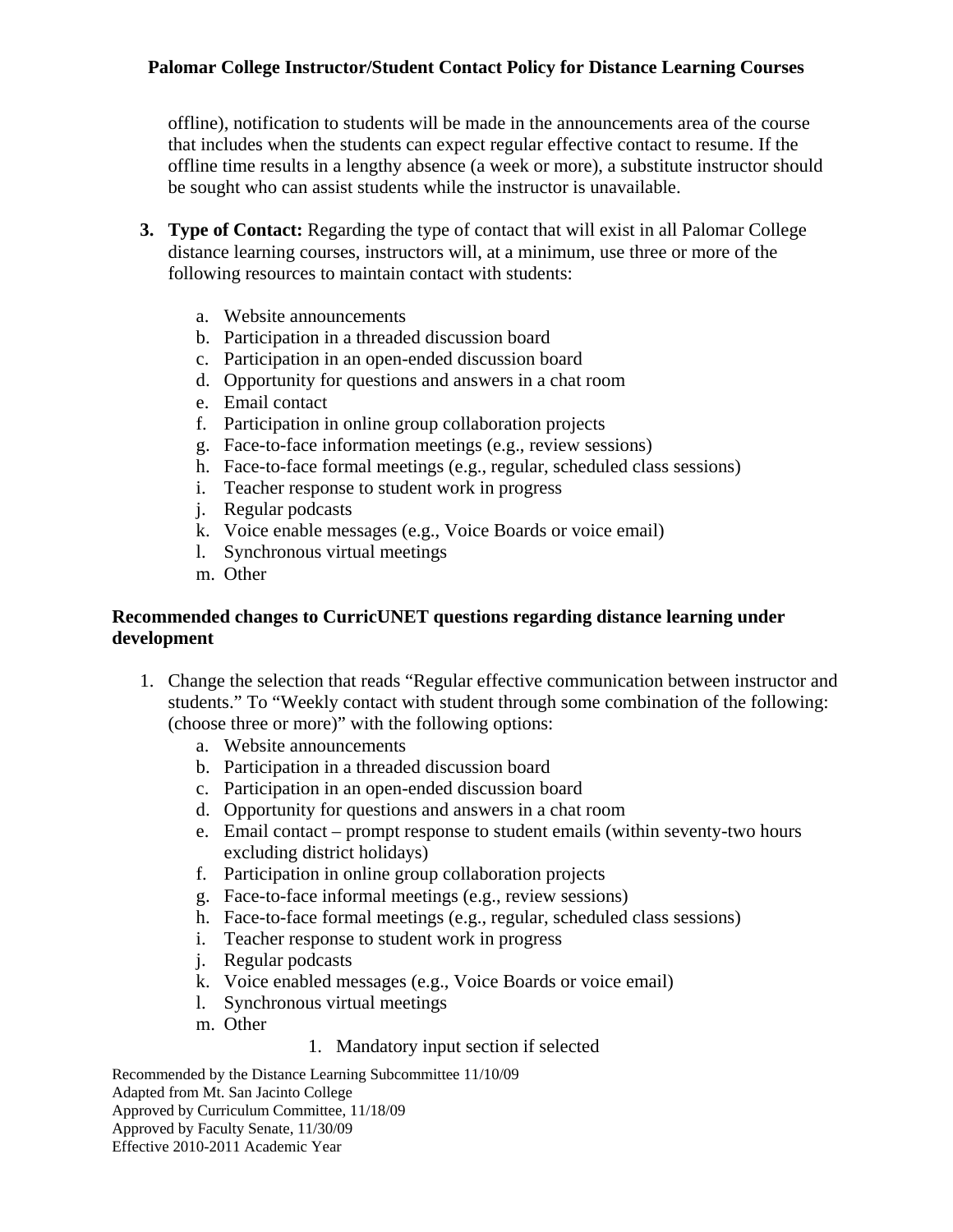offline), notification to students will be made in the announcements area of the course that includes when the students can expect regular effective contact to resume. If the offline time results in a lengthy absence (a week or more), a substitute instructor should be sought who can assist students while the instructor is unavailable.

3. **Type of Contact:** Regarding the type of contact that will exist in all Palomar College distance learning courses, instructors will, at a minimum, use three or more of the following resources to maintain contact with students:

    a. Website announcements
    b. Participation in a threaded discussion board
    c. Participation in an open-ended discussion board
    d. Opportunity for questions and answers in a chat room
    e. Email contact
    f. Participation in online group collaboration projects
    g. Face-to-face information meetings (e.g., review sessions)
    h. Face-to-face formal meetings (e.g., regular, scheduled class sessions)
    i. Teacher response to student work in progress
    j. Regular podcasts
    k. Voice enable messages (e.g., Voice Boards or voice email)
    l. Synchronous virtual meetings
    m. Other

**Recommended changes to CurricUNET questions regarding distance learning under development**

1. Change the selection that reads "Regular effective communication between instructor and students." To "Weekly contact with student through some combination of the following: (choose three or more)" with the following options:
    a. Website announcements
    b. Participation in a threaded discussion board
    c. Participation in an open-ended discussion board
    d. Opportunity for questions and answers in a chat room
    e. Email contact – prompt response to student emails (within seventy-two hours excluding district holidays)
    f. Participation in online group collaboration projects
    g. Face-to-face informal meetings (e.g., review sessions)
    h. Face-to-face formal meetings (e.g., regular, scheduled class sessions)
    i. Teacher response to student work in progress
    j. Regular podcasts
    k. Voice enabled messages (e.g., Voice Boards or voice email)
    l. Synchronous virtual meetings
    m. Other
        1. Mandatory input section if selected

Recommended by the Distance Learning Subcommittee 11/10/09
Adapted from Mt. San Jacinto College
Approved by Curriculum Committee, 11/18/09
Approved by Faculty Senate, 11/30/09
Effective 2010-2011 Academic Year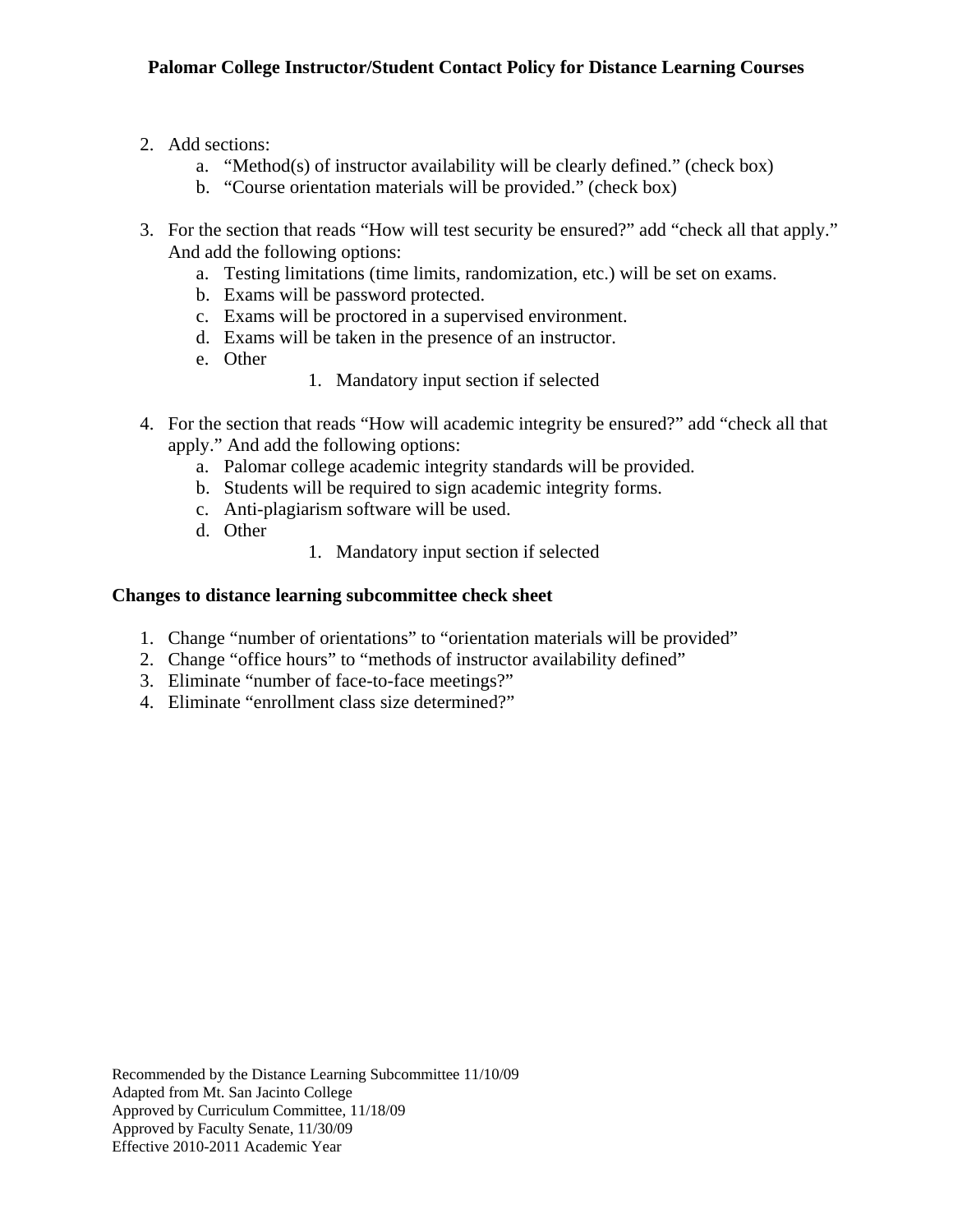2. Add sections:
    a. "Method(s) of instructor availability will be clearly defined." (check box)
    b. "Course orientation materials will be provided." (check box)

3. For the section that reads "How will test security be ensured?" add "check all that apply." And add the following options:
    a. Testing limitations (time limits, randomization, etc.) will be set on exams.
    b. Exams will be password protected.
    c. Exams will be proctored in a supervised environment.
    d. Exams will be taken in the presence of an instructor.
    e. Other
        1. Mandatory input section if selected

4. For the section that reads "How will academic integrity be ensured?" add "check all that apply." And add the following options:
    a. Palomar college academic integrity standards will be provided.
    b. Students will be required to sign academic integrity forms.
    c. Anti-plagiarism software will be used.
    d. Other
        1. Mandatory input section if selected

**Changes to distance learning subcommittee check sheet**

1. Change "number of orientations" to "orientation materials will be provided"
2. Change "office hours" to "methods of instructor availability defined"
3. Eliminate "number of face-to-face meetings?"
4. Eliminate "enrollment class size determined?"

Recommended by the Distance Learning Subcommittee 11/10/09
Adapted from Mt. San Jacinto College
Approved by Curriculum Committee, 11/18/09
Approved by Faculty Senate, 11/30/09
Effective 2010-2011 Academic Year